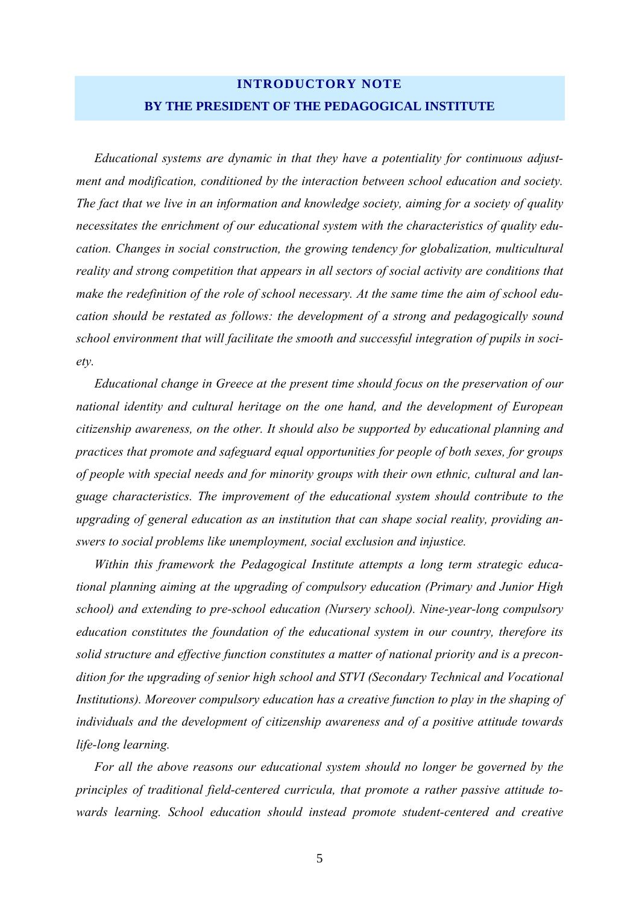## INTRODUCTORY NOTE
## BY THE PRESIDENT OF THE PEDAGOGICAL INSTITUTE

*Educational systems are dynamic in that they have a potentiality for continuous adjustment and modification, conditioned by the interaction between school education and society. The fact that we live in an information and knowledge society, aiming for a society of quality necessitates the enrichment of our educational system with the characteristics of quality education. Changes in social construction, the growing tendency for globalization, multicultural reality and strong competition that appears in all sectors of social activity are conditions that make the redefinition of the role of school necessary. At the same time the aim of school education should be restated as follows: the development of a strong and pedagogically sound school environment that will facilitate the smooth and successful integration of pupils in society.*

*Educational change in Greece at the present time should focus on the preservation of our national identity and cultural heritage on the one hand, and the development of European citizenship awareness, on the other. It should also be supported by educational planning and practices that promote and safeguard equal opportunities for people of both sexes, for groups of people with special needs and for minority groups with their own ethnic, cultural and language characteristics. The improvement of the educational system should contribute to the upgrading of general education as an institution that can shape social reality, providing answers to social problems like unemployment, social exclusion and injustice.*

*Within this framework the Pedagogical Institute attempts a long term strategic educational planning aiming at the upgrading of compulsory education (Primary and Junior High school) and extending to pre-school education (Nursery school). Nine-year-long compulsory education constitutes the foundation of the educational system in our country, therefore its solid structure and effective function constitutes a matter of national priority and is a precondition for the upgrading of senior high school and STVI (Secondary Technical and Vocational Institutions). Moreover compulsory education has a creative function to play in the shaping of individuals and the development of citizenship awareness and of a positive attitude towards life-long learning.*

*For all the above reasons our educational system should no longer be governed by the principles of traditional field-centered curricula, that promote a rather passive attitude towards learning. School education should instead promote student-centered and creative*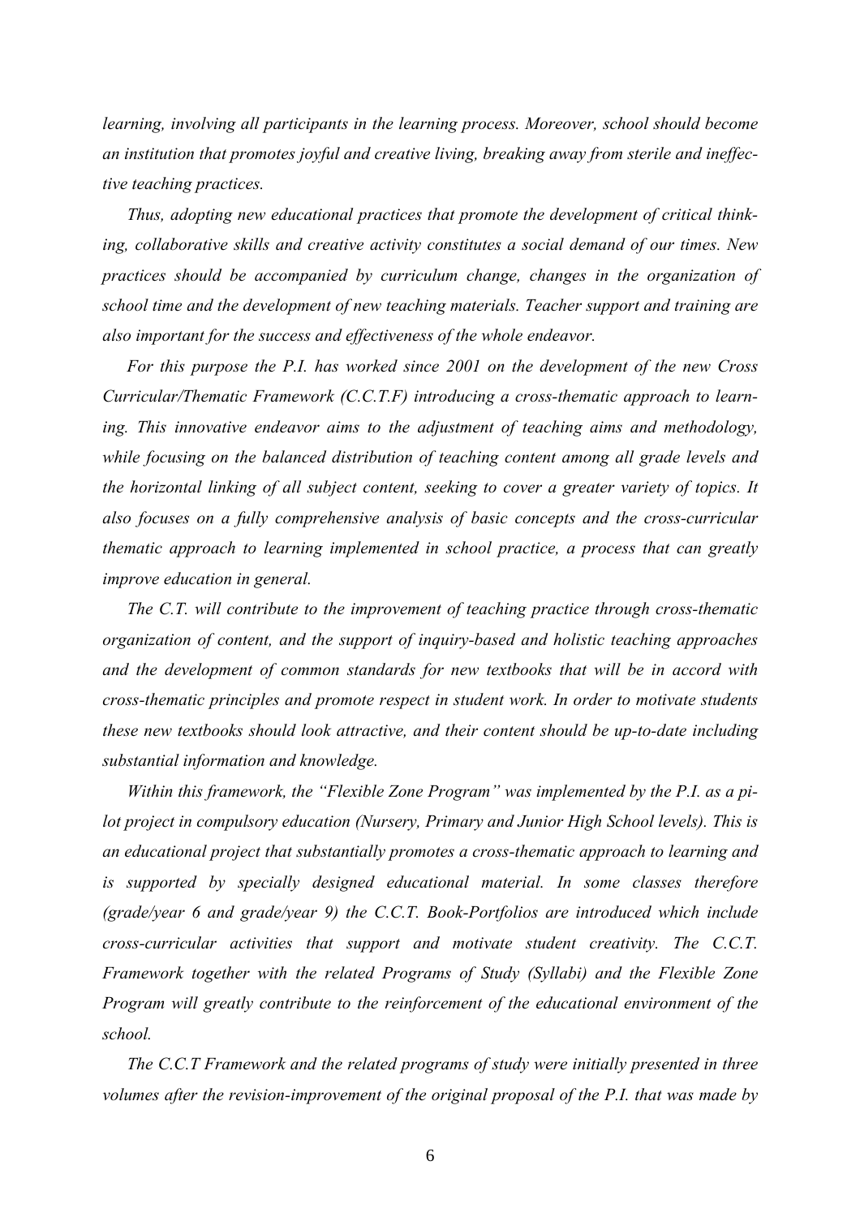*learning, involving all participants in the learning process. Moreover, school should become an institution that promotes joyful and creative living, breaking away from sterile and ineffective teaching practices.*

*Thus, adopting new educational practices that promote the development of critical thinking, collaborative skills and creative activity constitutes a social demand of our times. New practices should be accompanied by curriculum change, changes in the organization of school time and the development of new teaching materials. Teacher support and training are also important for the success and effectiveness of the whole endeavor.*

*For this purpose the P.I. has worked since 2001 on the development of the new Cross Curricular/Thematic Framework (C.C.T.F) introducing a cross-thematic approach to learning. This innovative endeavor aims to the adjustment of teaching aims and methodology, while focusing on the balanced distribution of teaching content among all grade levels and the horizontal linking of all subject content, seeking to cover a greater variety of topics. It also focuses on a fully comprehensive analysis of basic concepts and the cross-curricular thematic approach to learning implemented in school practice, a process that can greatly improve education in general.*

*The C.T. will contribute to the improvement of teaching practice through cross-thematic organization of content, and the support of inquiry-based and holistic teaching approaches and the development of common standards for new textbooks that will be in accord with cross-thematic principles and promote respect in student work. In order to motivate students these new textbooks should look attractive, and their content should be up-to-date including substantial information and knowledge.*

*Within this framework, the "Flexible Zone Program" was implemented by the P.I. as a pilot project in compulsory education (Nursery, Primary and Junior High School levels). This is an educational project that substantially promotes a cross-thematic approach to learning and is supported by specially designed educational material. In some classes therefore (grade/year 6 and grade/year 9) the C.C.T. Book-Portfolios are introduced which include cross-curricular activities that support and motivate student creativity. The C.C.T. Framework together with the related Programs of Study (Syllabi) and the Flexible Zone Program will greatly contribute to the reinforcement of the educational environment of the school.*

*The C.C.T Framework and the related programs of study were initially presented in three volumes after the revision-improvement of the original proposal of the P.I. that was made by*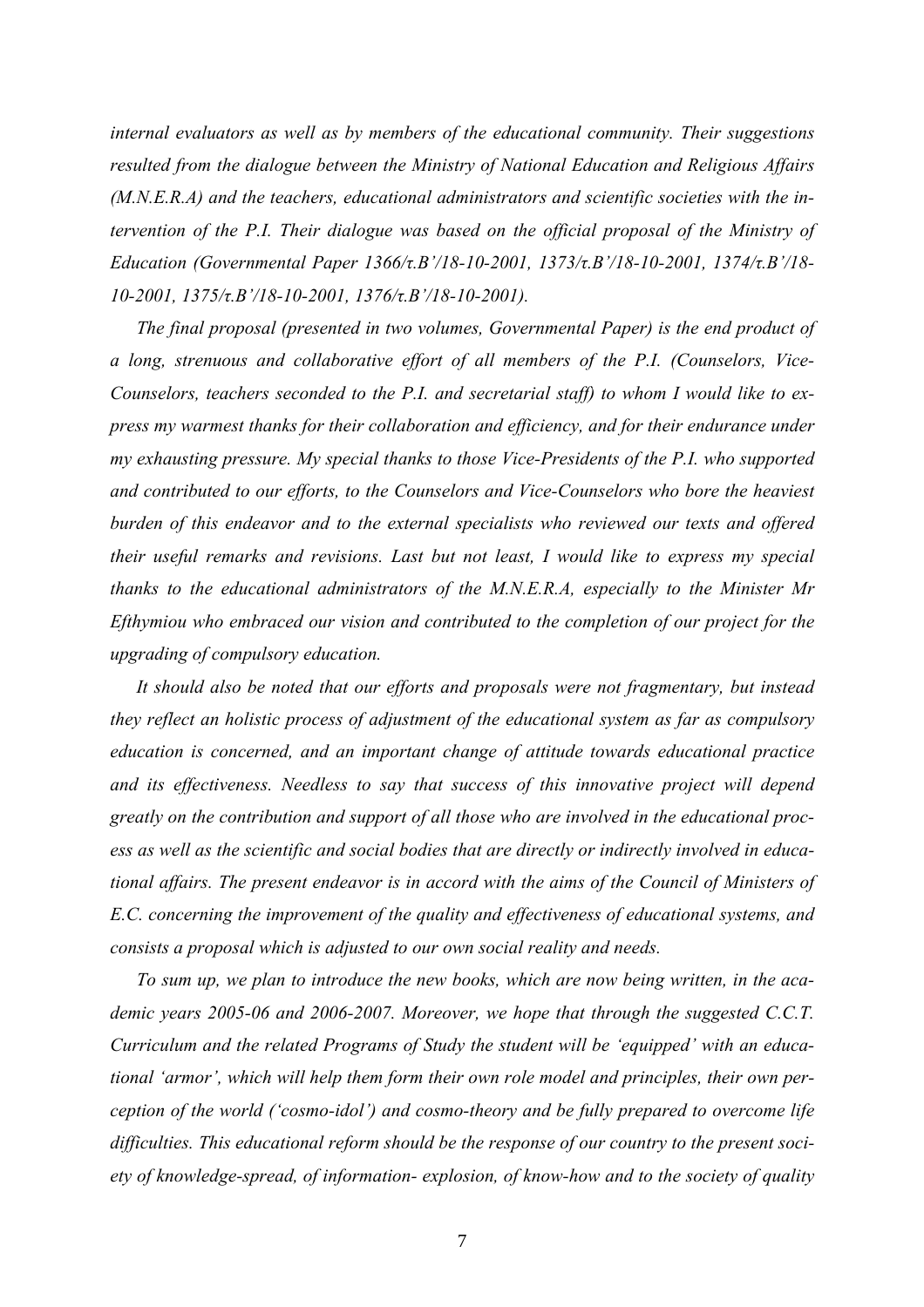*internal evaluators as well as by members of the educational community. Their suggestions resulted from the dialogue between the Ministry of National Education and Religious Affairs (M.N.E.R.A) and the teachers, educational administrators and scientific societies with the intervention of the P.I. Their dialogue was based on the official proposal of the Ministry of Education (Governmental Paper 1366/τ.B'/18-10-2001, 1373/τ.B'/18-10-2001, 1374/τ.B'/18-10-2001, 1375/τ.B'/18-10-2001, 1376/τ.B'/18-10-2001).*

*The final proposal (presented in two volumes, Governmental Paper) is the end product of a long, strenuous and collaborative effort of all members of the P.I. (Counselors, Vice-Counselors, teachers seconded to the P.I. and secretarial staff) to whom I would like to express my warmest thanks for their collaboration and efficiency, and for their endurance under my exhausting pressure. My special thanks to those Vice-Presidents of the P.I. who supported and contributed to our efforts, to the Counselors and Vice-Counselors who bore the heaviest burden of this endeavor and to the external specialists who reviewed our texts and offered their useful remarks and revisions. Last but not least, I would like to express my special thanks to the educational administrators of the M.N.E.R.A, especially to the Minister Mr Efthymiou who embraced our vision and contributed to the completion of our project for the upgrading of compulsory education.*

*It should also be noted that our efforts and proposals were not fragmentary, but instead they reflect an holistic process of adjustment of the educational system as far as compulsory education is concerned, and an important change of attitude towards educational practice and its effectiveness. Needless to say that success of this innovative project will depend greatly on the contribution and support of all those who are involved in the educational process as well as the scientific and social bodies that are directly or indirectly involved in educational affairs. The present endeavor is in accord with the aims of the Council of Ministers of E.C. concerning the improvement of the quality and effectiveness of educational systems, and consists a proposal which is adjusted to our own social reality and needs.*

*To sum up, we plan to introduce the new books, which are now being written, in the academic years 2005-06 and 2006-2007. Moreover, we hope that through the suggested C.C.T. Curriculum and the related Programs of Study the student will be 'equipped' with an educational 'armor', which will help them form their own role model and principles, their own perception of the world ('cosmo-idol') and cosmo-theory and be fully prepared to overcome life difficulties. This educational reform should be the response of our country to the present society of knowledge-spread, of information- explosion, of know-how and to the society of quality*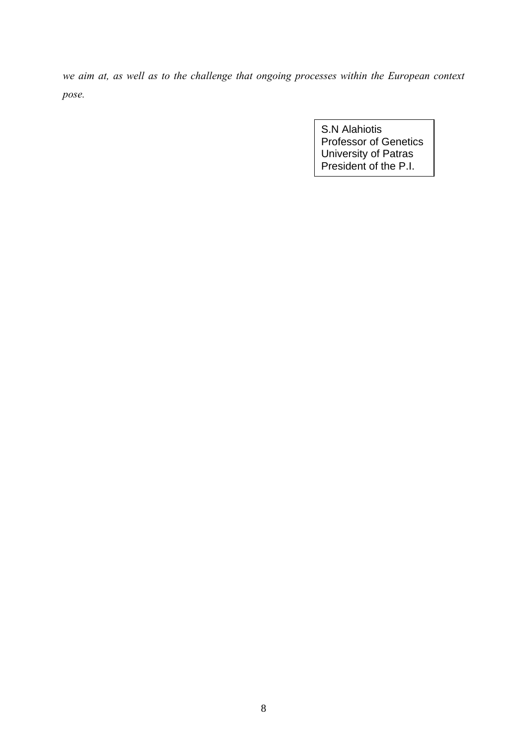*we aim at, as well as to the challenge that ongoing processes within the European context pose.*

S.N Alahiotis
Professor of Genetics
University of Patras
President of the P.I.